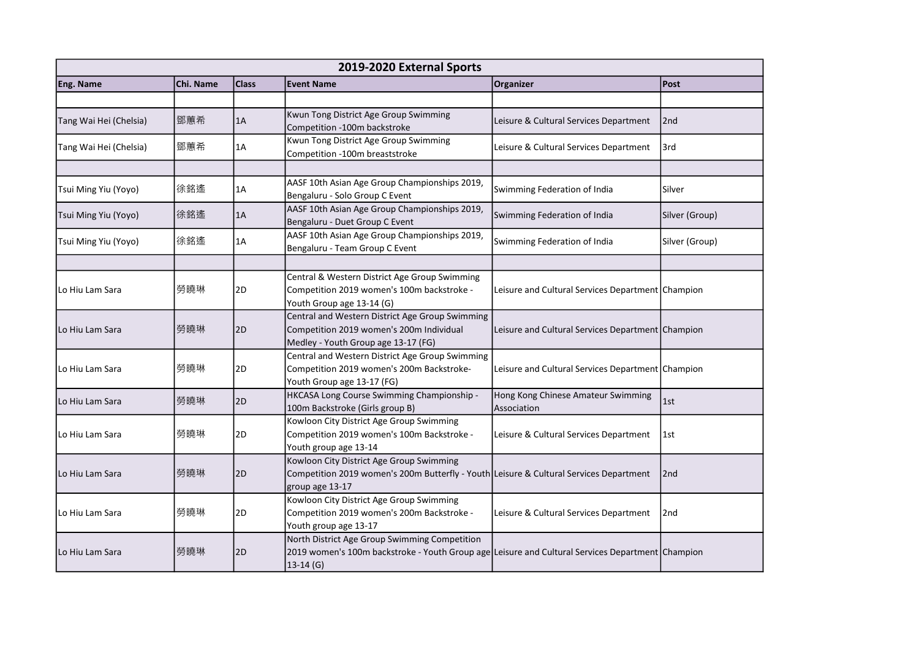| 2019-2020 External Sports | | | | | |
|---|---|---|---|---|---|
| **Eng. Name** | **Chi. Name** | **Class** | **Event Name** | **Organizer** | **Post** |
| | | | | | |
| Tang Wai Hei (Chelsia) | 鄧蕙希 | 1A | Kwun Tong District Age Group Swimming Competition -100m backstroke | Leisure & Cultural Services Department | 2nd |
| Tang Wai Hei (Chelsia) | 鄧蕙希 | 1A | Kwun Tong District Age Group Swimming Competition -100m breaststroke | Leisure & Cultural Services Department | 3rd |
| | | | | | |
| Tsui Ming Yiu (Yoyo) | 徐銘遙 | 1A | AASF 10th Asian Age Group Championships 2019, Bengaluru - Solo Group C Event | Swimming Federation of India | Silver |
| Tsui Ming Yiu (Yoyo) | 徐銘遙 | 1A | AASF 10th Asian Age Group Championships 2019, Bengaluru - Duet Group C Event | Swimming Federation of India | Silver (Group) |
| Tsui Ming Yiu (Yoyo) | 徐銘遙 | 1A | AASF 10th Asian Age Group Championships 2019, Bengaluru - Team Group C Event | Swimming Federation of India | Silver (Group) |
| | | | | | |
| Lo Hiu Lam Sara | 勞曉琳 | 2D | Central & Western District Age Group Swimming Competition 2019 women's 100m backstroke - Youth Group age 13-14 (G) | Leisure and Cultural Services Department | Champion |
| Lo Hiu Lam Sara | 勞曉琳 | 2D | Central and Western District Age Group Swimming Competition 2019 women's 200m Individual Medley - Youth Group age 13-17 (FG) | Leisure and Cultural Services Department | Champion |
| Lo Hiu Lam Sara | 勞曉琳 | 2D | Central and Western District Age Group Swimming Competition 2019 women's 200m Backstroke- Youth Group age 13-17 (FG) | Leisure and Cultural Services Department | Champion |
| Lo Hiu Lam Sara | 勞曉琳 | 2D | HKCASA Long Course Swimming Championship - 100m Backstroke (Girls group B) | Hong Kong Chinese Amateur Swimming Association | 1st |
| Lo Hiu Lam Sara | 勞曉琳 | 2D | Kowloon City District Age Group Swimming Competition 2019 women's 100m Backstroke - Youth group age 13-14 | Leisure & Cultural Services Department | 1st |
| Lo Hiu Lam Sara | 勞曉琳 | 2D | Kowloon City District Age Group Swimming Competition 2019 women's 200m Butterfly - Youth group age 13-17 | Leisure & Cultural Services Department | 2nd |
| Lo Hiu Lam Sara | 勞曉琳 | 2D | Kowloon City District Age Group Swimming Competition 2019 women's 200m Backstroke - Youth group age 13-17 | Leisure & Cultural Services Department | 2nd |
| Lo Hiu Lam Sara | 勞曉琳 | 2D | North District Age Group Swimming Competition 2019 women's 100m backstroke - Youth Group age 13-14 (G) | Leisure and Cultural Services Department | Champion |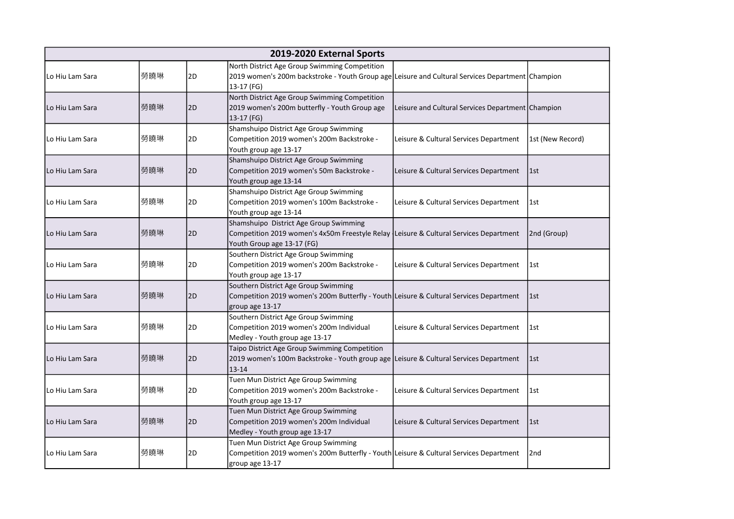| 2019-2020 External Sports | | | | | |
|---|---|---|---|---|---|
| Lo Hiu Lam Sara | 勞曉琳 | 2D | North District Age Group Swimming Competition 2019 women's 200m backstroke - Youth Group age 13-17 (FG) | Leisure and Cultural Services Department | Champion |
| Lo Hiu Lam Sara | 勞曉琳 | 2D | North District Age Group Swimming Competition 2019 women's 200m butterfly - Youth Group age 13-17 (FG) | Leisure and Cultural Services Department | Champion |
| Lo Hiu Lam Sara | 勞曉琳 | 2D | Shamshuipo District Age Group Swimming Competition 2019 women's 200m Backstroke - Youth group age 13-17 | Leisure & Cultural Services Department | 1st (New Record) |
| Lo Hiu Lam Sara | 勞曉琳 | 2D | Shamshuipo District Age Group Swimming Competition 2019 women's 50m Backstroke - Youth group age 13-14 | Leisure & Cultural Services Department | 1st |
| Lo Hiu Lam Sara | 勞曉琳 | 2D | Shamshuipo District Age Group Swimming Competition 2019 women's 100m Backstroke - Youth group age 13-14 | Leisure & Cultural Services Department | 1st |
| Lo Hiu Lam Sara | 勞曉琳 | 2D | Shamshuipo District Age Group Swimming Competition 2019 women's 4x50m Freestyle Relay Youth Group age 13-17 (FG) | Leisure & Cultural Services Department | 2nd (Group) |
| Lo Hiu Lam Sara | 勞曉琳 | 2D | Southern District Age Group Swimming Competition 2019 women's 200m Backstroke - Youth group age 13-17 | Leisure & Cultural Services Department | 1st |
| Lo Hiu Lam Sara | 勞曉琳 | 2D | Southern District Age Group Swimming Competition 2019 women's 200m Butterfly - Youth group age 13-17 | Leisure & Cultural Services Department | 1st |
| Lo Hiu Lam Sara | 勞曉琳 | 2D | Southern District Age Group Swimming Competition 2019 women's 200m Individual Medley - Youth group age 13-17 | Leisure & Cultural Services Department | 1st |
| Lo Hiu Lam Sara | 勞曉琳 | 2D | Taipo District Age Group Swimming Competition 2019 women's 100m Backstroke - Youth group age 13-14 | Leisure & Cultural Services Department | 1st |
| Lo Hiu Lam Sara | 勞曉琳 | 2D | Tuen Mun District Age Group Swimming Competition 2019 women's 200m Backstroke - Youth group age 13-17 | Leisure & Cultural Services Department | 1st |
| Lo Hiu Lam Sara | 勞曉琳 | 2D | Tuen Mun District Age Group Swimming Competition 2019 women's 200m Individual Medley - Youth group age 13-17 | Leisure & Cultural Services Department | 1st |
| Lo Hiu Lam Sara | 勞曉琳 | 2D | Tuen Mun District Age Group Swimming Competition 2019 women's 200m Butterfly - Youth group age 13-17 | Leisure & Cultural Services Department | 2nd |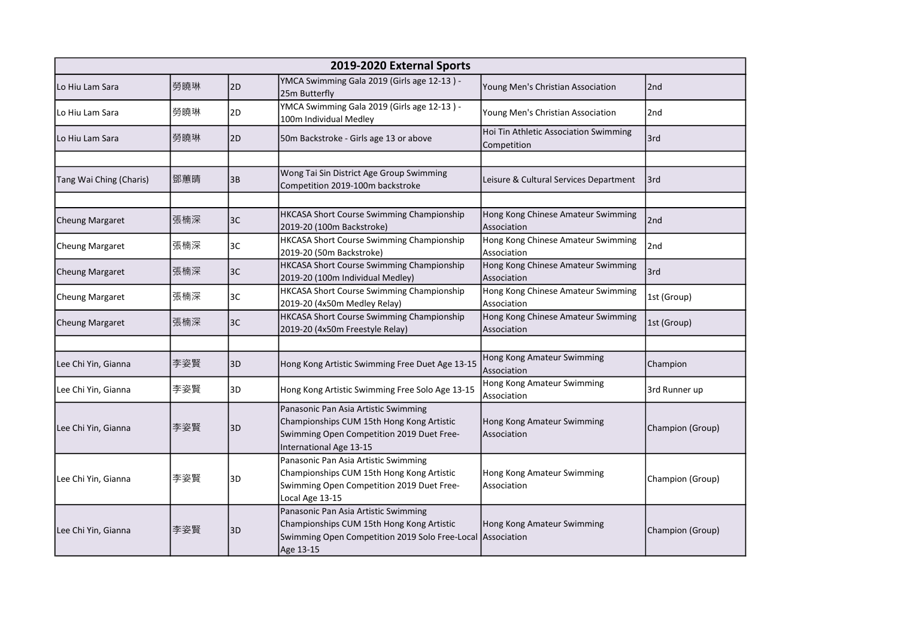| 2019-2020 External Sports | | | | | |
|---|---|---|---|---|---|
| Lo Hiu Lam Sara | 勞曉琳 | 2D | YMCA Swimming Gala 2019 (Girls age 12-13 ) - 25m Butterfly | Young Men's Christian Association | 2nd |
| Lo Hiu Lam Sara | 勞曉琳 | 2D | YMCA Swimming Gala 2019 (Girls age 12-13 ) - 100m Individual Medley | Young Men's Christian Association | 2nd |
| Lo Hiu Lam Sara | 勞曉琳 | 2D | 50m Backstroke - Girls age 13 or above | Hoi Tin Athletic Association Swimming Competition | 3rd |
| | | | | | |
| Tang Wai Ching (Charis) | 鄧蕙晴 | 3B | Wong Tai Sin District Age Group Swimming Competition 2019-100m backstroke | Leisure & Cultural Services Department | 3rd |
| | | | | | |
| Cheung Margaret | 張楠深 | 3C | HKCASA Short Course Swimming Championship 2019-20 (100m Backstroke) | Hong Kong Chinese Amateur Swimming Association | 2nd |
| Cheung Margaret | 張楠深 | 3C | HKCASA Short Course Swimming Championship 2019-20 (50m Backstroke) | Hong Kong Chinese Amateur Swimming Association | 2nd |
| Cheung Margaret | 張楠深 | 3C | HKCASA Short Course Swimming Championship 2019-20 (100m Individual Medley) | Hong Kong Chinese Amateur Swimming Association | 3rd |
| Cheung Margaret | 張楠深 | 3C | HKCASA Short Course Swimming Championship 2019-20 (4x50m Medley Relay) | Hong Kong Chinese Amateur Swimming Association | 1st (Group) |
| Cheung Margaret | 張楠深 | 3C | HKCASA Short Course Swimming Championship 2019-20 (4x50m Freestyle Relay) | Hong Kong Chinese Amateur Swimming Association | 1st (Group) |
| | | | | | |
| Lee Chi Yin, Gianna | 李姿賢 | 3D | Hong Kong Artistic Swimming Free Duet Age 13-15 | Hong Kong Amateur Swimming Association | Champion |
| Lee Chi Yin, Gianna | 李姿賢 | 3D | Hong Kong Artistic Swimming Free Solo Age 13-15 | Hong Kong Amateur Swimming Association | 3rd Runner up |
| Lee Chi Yin, Gianna | 李姿賢 | 3D | Panasonic Pan Asia Artistic Swimming Championships CUM 15th Hong Kong Artistic Swimming Open Competition 2019 Duet Free-International Age 13-15 | Hong Kong Amateur Swimming Association | Champion (Group) |
| Lee Chi Yin, Gianna | 李姿賢 | 3D | Panasonic Pan Asia Artistic Swimming Championships CUM 15th Hong Kong Artistic Swimming Open Competition 2019 Duet Free-Local Age 13-15 | Hong Kong Amateur Swimming Association | Champion (Group) |
| Lee Chi Yin, Gianna | 李姿賢 | 3D | Panasonic Pan Asia Artistic Swimming Championships CUM 15th Hong Kong Artistic Swimming Open Competition 2019 Solo Free-Local Age 13-15 | Hong Kong Amateur Swimming Association | Champion (Group) |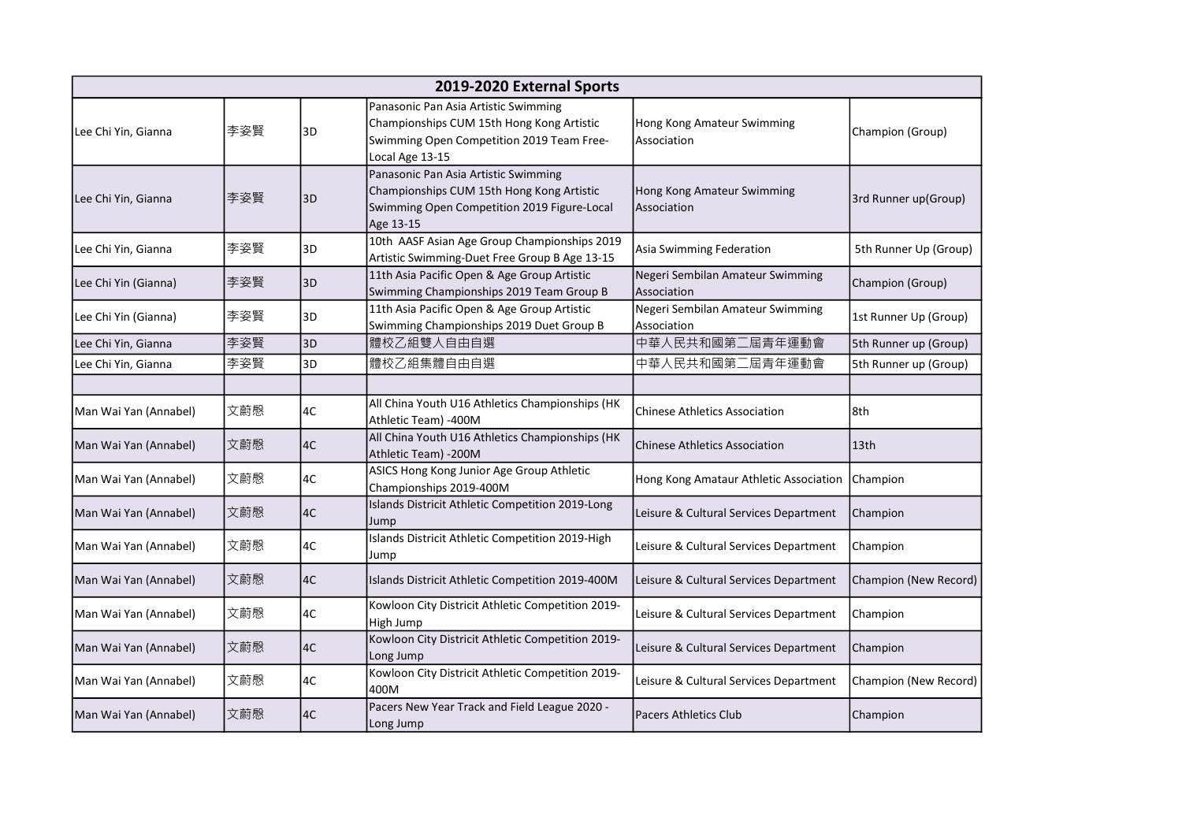| 2019-2020 External Sports | | | | | |
|---|---|---|---|---|---|
| Lee Chi Yin, Gianna | 李姿賢 | 3D | Panasonic Pan Asia Artistic Swimming Championships CUM 15th Hong Kong Artistic Swimming Open Competition 2019 Team Free-Local Age 13-15 | Hong Kong Amateur Swimming Association | Champion (Group) |
| Lee Chi Yin, Gianna | 李姿賢 | 3D | Panasonic Pan Asia Artistic Swimming Championships CUM 15th Hong Kong Artistic Swimming Open Competition 2019 Figure-Local Age 13-15 | Hong Kong Amateur Swimming Association | 3rd Runner up(Group) |
| Lee Chi Yin, Gianna | 李姿賢 | 3D | 10th AASF Asian Age Group Championships 2019 Artistic Swimming-Duet Free Group B Age 13-15 | Asia Swimming Federation | 5th Runner Up (Group) |
| Lee Chi Yin (Gianna) | 李姿賢 | 3D | 11th Asia Pacific Open & Age Group Artistic Swimming Championships 2019 Team Group B | Negeri Sembilan Amateur Swimming Association | Champion (Group) |
| Lee Chi Yin (Gianna) | 李姿賢 | 3D | 11th Asia Pacific Open & Age Group Artistic Swimming Championships 2019 Duet Group B | Negeri Sembilan Amateur Swimming Association | 1st Runner Up (Group) |
| Lee Chi Yin, Gianna | 李姿賢 | 3D | 體校乙組雙人自由自選 | 中華人民共和國第二屆青年運動會 | 5th Runner up (Group) |
| Lee Chi Yin, Gianna | 李姿賢 | 3D | 體校乙組集體自由自選 | 中華人民共和國第二屆青年運動會 | 5th Runner up (Group) |
| | | | | | |
| Man Wai Yan (Annabel) | 文蔚慇 | 4C | All China Youth U16 Athletics Championships (HK Athletic Team) -400M | Chinese Athletics Association | 8th |
| Man Wai Yan (Annabel) | 文蔚慇 | 4C | All China Youth U16 Athletics Championships (HK Athletic Team) -200M | Chinese Athletics Association | 13th |
| Man Wai Yan (Annabel) | 文蔚慇 | 4C | ASICS Hong Kong Junior Age Group Athletic Championships 2019-400M | Hong Kong Amataur Athletic Association | Champion |
| Man Wai Yan (Annabel) | 文蔚慇 | 4C | Islands Districit Athletic Competition 2019-Long Jump | Leisure & Cultural Services Department | Champion |
| Man Wai Yan (Annabel) | 文蔚慇 | 4C | Islands Districit Athletic Competition 2019-High Jump | Leisure & Cultural Services Department | Champion |
| Man Wai Yan (Annabel) | 文蔚慇 | 4C | Islands Districit Athletic Competition 2019-400M | Leisure & Cultural Services Department | Champion (New Record) |
| Man Wai Yan (Annabel) | 文蔚慇 | 4C | Kowloon City Districit Athletic Competition 2019-High Jump | Leisure & Cultural Services Department | Champion |
| Man Wai Yan (Annabel) | 文蔚慇 | 4C | Kowloon City Districit Athletic Competition 2019-Long Jump | Leisure & Cultural Services Department | Champion |
| Man Wai Yan (Annabel) | 文蔚慇 | 4C | Kowloon City Districit Athletic Competition 2019-400M | Leisure & Cultural Services Department | Champion (New Record) |
| Man Wai Yan (Annabel) | 文蔚慇 | 4C | Pacers New Year Track and Field League 2020 - Long Jump | Pacers Athletics Club | Champion |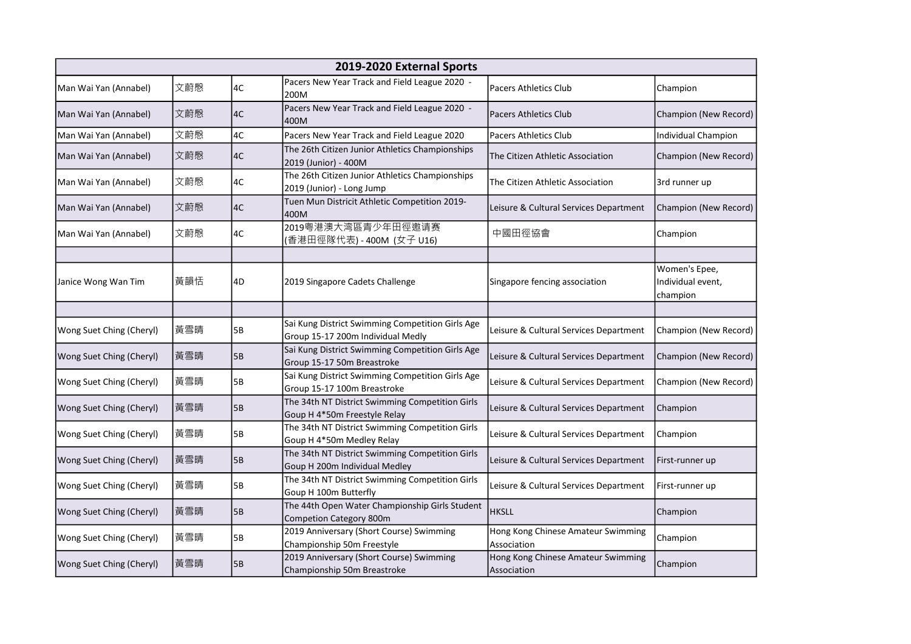| 2019-2020 External Sports | | | | | |
|---|---|---|---|---|---|
| Man Wai Yan (Annabel) | 文蔚慇 | 4C | Pacers New Year Track and Field League 2020 - 200M | Pacers Athletics Club | Champion |
| Man Wai Yan (Annabel) | 文蔚慇 | 4C | Pacers New Year Track and Field League 2020 - 400M | Pacers Athletics Club | Champion (New Record) |
| Man Wai Yan (Annabel) | 文蔚慇 | 4C | Pacers New Year Track and Field League 2020 | Pacers Athletics Club | Individual Champion |
| Man Wai Yan (Annabel) | 文蔚慇 | 4C | The 26th Citizen Junior Athletics Championships 2019 (Junior) - 400M | The Citizen Athletic Association | Champion (New Record) |
| Man Wai Yan (Annabel) | 文蔚慇 | 4C | The 26th Citizen Junior Athletics Championships 2019 (Junior) - Long Jump | The Citizen Athletic Association | 3rd runner up |
| Man Wai Yan (Annabel) | 文蔚慇 | 4C | Tuen Mun Districit Athletic Competition 2019- 400M | Leisure & Cultural Services Department | Champion (New Record) |
| Man Wai Yan (Annabel) | 文蔚慇 | 4C | 2019粵港澳大湾區青少年田徑邀请赛 (香港田徑隊代表) - 400M (女子 U16) | 中國田徑协會 | Champion |
| | | | | | |
| Janice Wong Wan Tim | 黃韻恬 | 4D | 2019 Singapore Cadets Challenge | Singapore fencing association | Women's Epee, Individual event, champion |
| | | | | | |
| Wong Suet Ching (Cheryl) | 黃雪晴 | 5B | Sai Kung District Swimming Competition Girls Age Group 15-17 200m Individual Medly | Leisure & Cultural Services Department | Champion (New Record) |
| Wong Suet Ching (Cheryl) | 黃雪晴 | 5B | Sai Kung District Swimming Competition Girls Age Group 15-17 50m Breastroke | Leisure & Cultural Services Department | Champion (New Record) |
| Wong Suet Ching (Cheryl) | 黃雪晴 | 5B | Sai Kung District Swimming Competition Girls Age Group 15-17 100m Breastroke | Leisure & Cultural Services Department | Champion (New Record) |
| Wong Suet Ching (Cheryl) | 黃雪晴 | 5B | The 34th NT District Swimming Competition Girls Goup H 4*50m Freestyle Relay | Leisure & Cultural Services Department | Champion |
| Wong Suet Ching (Cheryl) | 黃雪晴 | 5B | The 34th NT District Swimming Competition Girls Goup H 4*50m Medley Relay | Leisure & Cultural Services Department | Champion |
| Wong Suet Ching (Cheryl) | 黃雪晴 | 5B | The 34th NT District Swimming Competition Girls Goup H 200m Individual Medley | Leisure & Cultural Services Department | First-runner up |
| Wong Suet Ching (Cheryl) | 黃雪晴 | 5B | The 34th NT District Swimming Competition Girls Goup H 100m Butterfly | Leisure & Cultural Services Department | First-runner up |
| Wong Suet Ching (Cheryl) | 黃雪晴 | 5B | The 44th Open Water Championship Girls Student Competion Category 800m | HKSLL | Champion |
| Wong Suet Ching (Cheryl) | 黃雪晴 | 5B | 2019 Anniversary (Short Course) Swimming Championship 50m Freestyle | Hong Kong Chinese Amateur Swimming Association | Champion |
| Wong Suet Ching (Cheryl) | 黃雪晴 | 5B | 2019 Anniversary (Short Course) Swimming Championship 50m Breastroke | Hong Kong Chinese Amateur Swimming Association | Champion |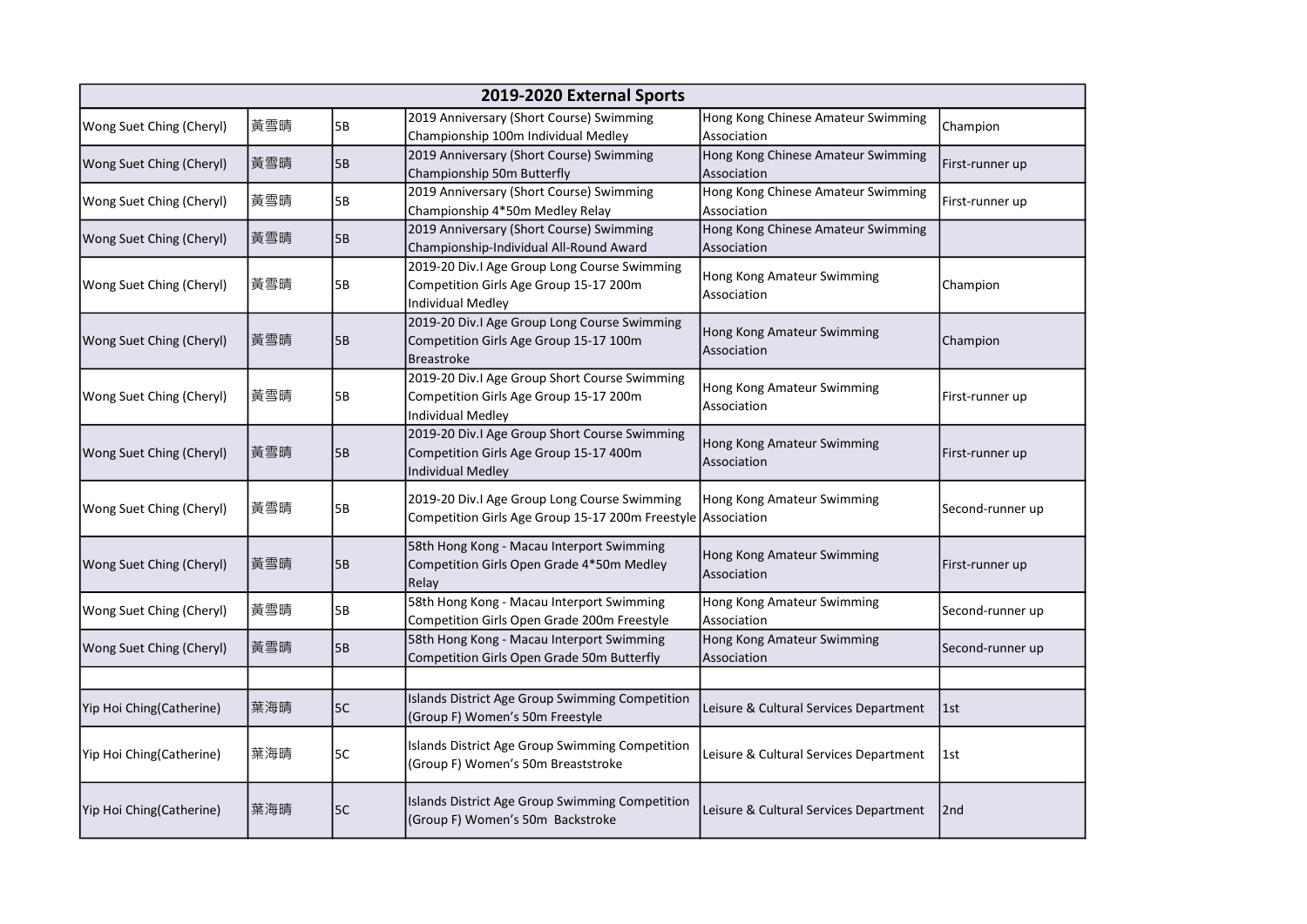| 2019-2020 External Sports | | | | | |
|---|---|---|---|---|---|
| Wong Suet Ching (Cheryl) | 黃雪晴 | 5B | 2019 Anniversary (Short Course) Swimming Championship 100m Individual Medley | Hong Kong Chinese Amateur Swimming Association | Champion |
| Wong Suet Ching (Cheryl) | 黃雪晴 | 5B | 2019 Anniversary (Short Course) Swimming Championship 50m Butterfly | Hong Kong Chinese Amateur Swimming Association | First-runner up |
| Wong Suet Ching (Cheryl) | 黃雪晴 | 5B | 2019 Anniversary (Short Course) Swimming Championship 4*50m Medley Relay | Hong Kong Chinese Amateur Swimming Association | First-runner up |
| Wong Suet Ching (Cheryl) | 黃雪晴 | 5B | 2019 Anniversary (Short Course) Swimming Championship-Individual All-Round Award | Hong Kong Chinese Amateur Swimming Association | |
| Wong Suet Ching (Cheryl) | 黃雪晴 | 5B | 2019-20 Div.I Age Group Long Course Swimming Competition Girls Age Group 15-17 200m Individual Medley | Hong Kong Amateur Swimming Association | Champion |
| Wong Suet Ching (Cheryl) | 黃雪晴 | 5B | 2019-20 Div.I Age Group Long Course Swimming Competition Girls Age Group 15-17 100m Breastroke | Hong Kong Amateur Swimming Association | Champion |
| Wong Suet Ching (Cheryl) | 黃雪晴 | 5B | 2019-20 Div.I Age Group Short Course Swimming Competition Girls Age Group 15-17 200m Individual Medley | Hong Kong Amateur Swimming Association | First-runner up |
| Wong Suet Ching (Cheryl) | 黃雪晴 | 5B | 2019-20 Div.I Age Group Short Course Swimming Competition Girls Age Group 15-17 400m Individual Medley | Hong Kong Amateur Swimming Association | First-runner up |
| Wong Suet Ching (Cheryl) | 黃雪晴 | 5B | 2019-20 Div.I Age Group Long Course Swimming Competition Girls Age Group 15-17 200m Freestyle | Hong Kong Amateur Swimming Association | Second-runner up |
| Wong Suet Ching (Cheryl) | 黃雪晴 | 5B | 58th Hong Kong - Macau Interport Swimming Competition Girls Open Grade 4*50m Medley Relay | Hong Kong Amateur Swimming Association | First-runner up |
| Wong Suet Ching (Cheryl) | 黃雪晴 | 5B | 58th Hong Kong - Macau Interport Swimming Competition Girls Open Grade 200m Freestyle | Hong Kong Amateur Swimming Association | Second-runner up |
| Wong Suet Ching (Cheryl) | 黃雪晴 | 5B | 58th Hong Kong - Macau Interport Swimming Competition Girls Open Grade 50m Butterfly | Hong Kong Amateur Swimming Association | Second-runner up |
| | | | | | |
| Yip Hoi Ching(Catherine) | 葉海晴 | 5C | Islands District Age Group Swimming Competition (Group F) Women's 50m Freestyle | Leisure & Cultural Services Department | 1st |
| Yip Hoi Ching(Catherine) | 葉海晴 | 5C | Islands District Age Group Swimming Competition (Group F) Women's 50m Breaststroke | Leisure & Cultural Services Department | 1st |
| Yip Hoi Ching(Catherine) | 葉海晴 | 5C | Islands District Age Group Swimming Competition (Group F) Women's 50m Backstroke | Leisure & Cultural Services Department | 2nd |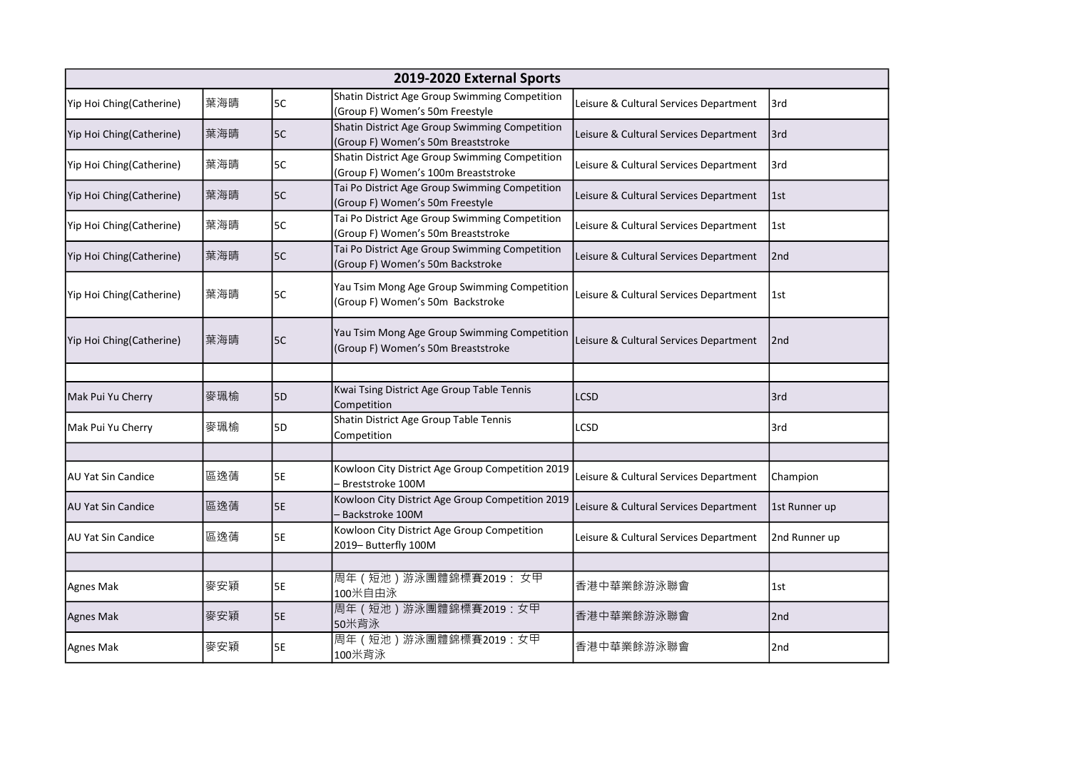| 2019-2020 External Sports | | | | | |
|---|---|---|---|---|---|
| Yip Hoi Ching(Catherine) | 葉海晴 | 5C | Shatin District Age Group Swimming Competition (Group F) Women's 50m Freestyle | Leisure & Cultural Services Department | 3rd |
| Yip Hoi Ching(Catherine) | 葉海晴 | 5C | Shatin District Age Group Swimming Competition (Group F) Women's 50m Breaststroke | Leisure & Cultural Services Department | 3rd |
| Yip Hoi Ching(Catherine) | 葉海晴 | 5C | Shatin District Age Group Swimming Competition (Group F) Women's 100m Breaststroke | Leisure & Cultural Services Department | 3rd |
| Yip Hoi Ching(Catherine) | 葉海晴 | 5C | Tai Po District Age Group Swimming Competition (Group F) Women's 50m Freestyle | Leisure & Cultural Services Department | 1st |
| Yip Hoi Ching(Catherine) | 葉海晴 | 5C | Tai Po District Age Group Swimming Competition (Group F) Women's 50m Breaststroke | Leisure & Cultural Services Department | 1st |
| Yip Hoi Ching(Catherine) | 葉海晴 | 5C | Tai Po District Age Group Swimming Competition (Group F) Women's 50m Backstroke | Leisure & Cultural Services Department | 2nd |
| Yip Hoi Ching(Catherine) | 葉海晴 | 5C | Yau Tsim Mong Age Group Swimming Competition (Group F) Women's 50m Backstroke | Leisure & Cultural Services Department | 1st |
| Yip Hoi Ching(Catherine) | 葉海晴 | 5C | Yau Tsim Mong Age Group Swimming Competition (Group F) Women's 50m Breaststroke | Leisure & Cultural Services Department | 2nd |
| | | | | | |
| Mak Pui Yu Cherry | 麥珮榆 | 5D | Kwai Tsing District Age Group Table Tennis Competition | LCSD | 3rd |
| Mak Pui Yu Cherry | 麥珮榆 | 5D | Shatin District Age Group Table Tennis Competition | LCSD | 3rd |
| | | | | | |
| AU Yat Sin Candice | 區逸蒨 | 5E | Kowloon City District Age Group Competition 2019 – Breststroke 100M | Leisure & Cultural Services Department | Champion |
| AU Yat Sin Candice | 區逸蒨 | 5E | Kowloon City District Age Group Competition 2019 – Backstroke 100M | Leisure & Cultural Services Department | 1st Runner up |
| AU Yat Sin Candice | 區逸蒨 | 5E | Kowloon City District Age Group Competition 2019– Butterfly 100M | Leisure & Cultural Services Department | 2nd Runner up |
| | | | | | |
| Agnes Mak | 麥安穎 | 5E | 周年（短池）游泳團體錦標賽2019： 女甲100米自由泳 | 香港中華業餘游泳聯會 | 1st |
| Agnes Mak | 麥安穎 | 5E | 周年（短池）游泳團體錦標賽2019：女甲50米背泳 | 香港中華業餘游泳聯會 | 2nd |
| Agnes Mak | 麥安穎 | 5E | 周年（短池）游泳團體錦標賽2019：女甲100米背泳 | 香港中華業餘游泳聯會 | 2nd |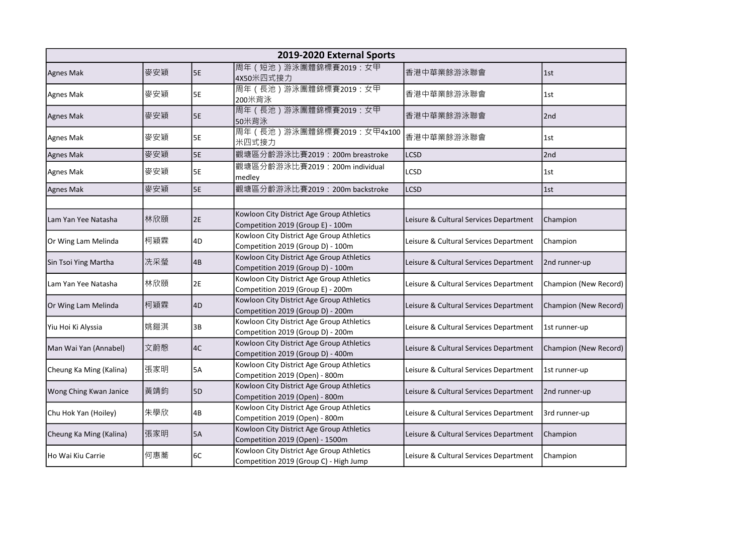| 2019-2020 External Sports | | | | | |
|---|---|---|---|---|---|
| Agnes Mak | 麥安穎 | 5E | 周年（短池）游泳團體錦標賽2019：女甲4X50米四式接力 | 香港中華業餘游泳聯會 | 1st |
| Agnes Mak | 麥安穎 | 5E | 周年（長池）游泳團體錦標賽2019：女甲200米背泳 | 香港中華業餘游泳聯會 | 1st |
| Agnes Mak | 麥安穎 | 5E | 周年（長池）游泳團體錦標賽2019：女甲50米背泳 | 香港中華業餘游泳聯會 | 2nd |
| Agnes Mak | 麥安穎 | 5E | 周年（長池）游泳團體錦標賽2019：女甲4x100米四式接力 | 香港中華業餘游泳聯會 | 1st |
| Agnes Mak | 麥安穎 | 5E | 觀塘區分齡游泳比賽2019：200m breastroke | LCSD | 2nd |
| Agnes Mak | 麥安穎 | 5E | 觀塘區分齡游泳比賽2019：200m individual medley | LCSD | 1st |
| Agnes Mak | 麥安穎 | 5E | 觀塘區分齡游泳比賽2019：200m backstroke | LCSD | 1st |
| | | | | | |
| Lam Yan Yee Natasha | 林欣頤 | 2E | Kowloon City District Age Group Athletics Competition 2019 (Group E) - 100m | Leisure & Cultural Services Department | Champion |
| Or Wing Lam Melinda | 柯穎霖 | 4D | Kowloon City District Age Group Athletics Competition 2019 (Group D) - 100m | Leisure & Cultural Services Department | Champion |
| Sin Tsoi Ying Martha | 冼采瑩 | 4B | Kowloon City District Age Group Athletics Competition 2019 (Group D) - 100m | Leisure & Cultural Services Department | 2nd runner-up |
| Lam Yan Yee Natasha | 林欣頤 | 2E | Kowloon City District Age Group Athletics Competition 2019 (Group E) - 200m | Leisure & Cultural Services Department | Champion (New Record) |
| Or Wing Lam Melinda | 柯穎霖 | 4D | Kowloon City District Age Group Athletics Competition 2019 (Group D) - 200m | Leisure & Cultural Services Department | Champion (New Record) |
| Yiu Hoi Ki Alyssia | 姚鎧淇 | 3B | Kowloon City District Age Group Athletics Competition 2019 (Group D) - 200m | Leisure & Cultural Services Department | 1st runner-up |
| Man Wai Yan (Annabel) | 文蔚慇 | 4C | Kowloon City District Age Group Athletics Competition 2019 (Group D) - 400m | Leisure & Cultural Services Department | Champion (New Record) |
| Cheung Ka Ming (Kalina) | 張家明 | 5A | Kowloon City District Age Group Athletics Competition 2019 (Open) - 800m | Leisure & Cultural Services Department | 1st runner-up |
| Wong Ching Kwan Janice | 黃靖鈞 | 5D | Kowloon City District Age Group Athletics Competition 2019 (Open) - 800m | Leisure & Cultural Services Department | 2nd runner-up |
| Chu Hok Yan (Hoiley) | 朱學欣 | 4B | Kowloon City District Age Group Athletics Competition 2019 (Open) - 800m | Leisure & Cultural Services Department | 3rd runner-up |
| Cheung Ka Ming (Kalina) | 張家明 | 5A | Kowloon City District Age Group Athletics Competition 2019 (Open) - 1500m | Leisure & Cultural Services Department | Champion |
| Ho Wai Kiu Carrie | 何惠蕎 | 6C | Kowloon City District Age Group Athletics Competition 2019 (Group C) - High Jump | Leisure & Cultural Services Department | Champion |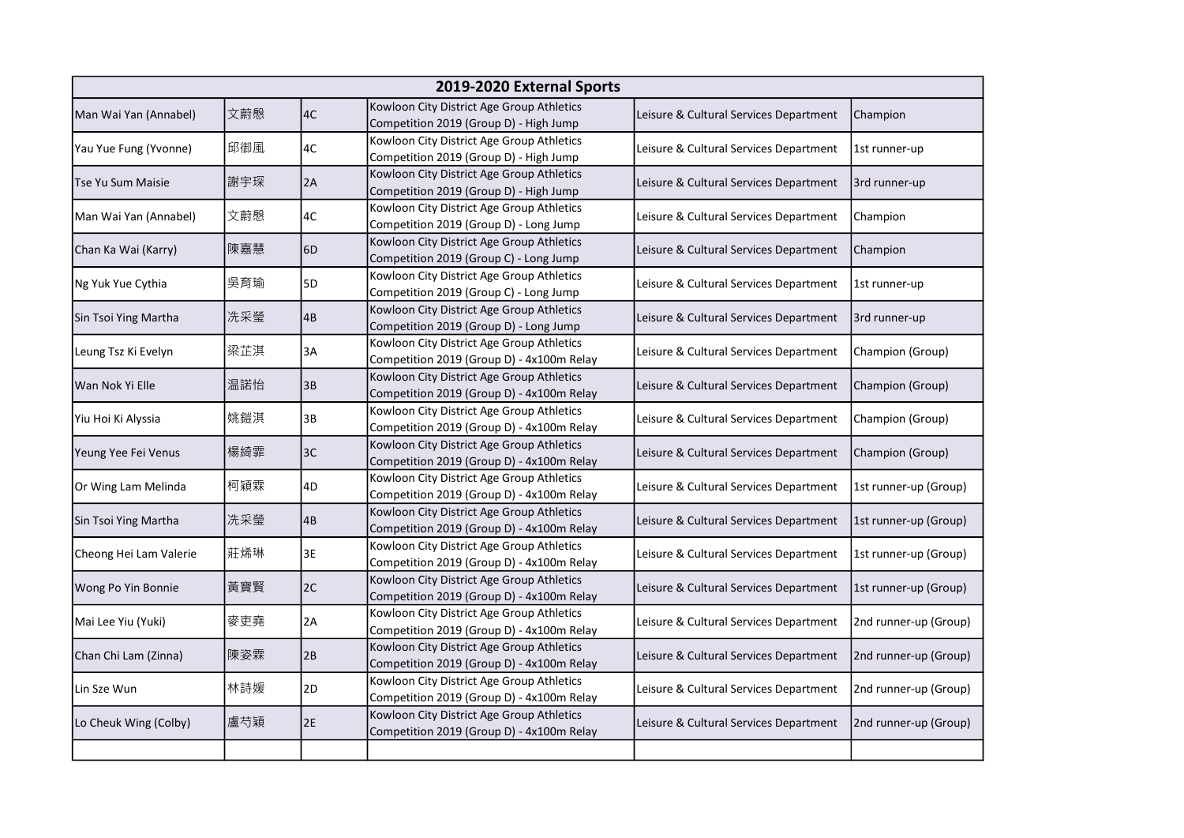| 2019-2020 External Sports | | | | | |
|---|---|---|---|---|---|
| Man Wai Yan (Annabel) | 文蔚慇 | 4C | Kowloon City District Age Group Athletics Competition 2019 (Group D) - High Jump | Leisure & Cultural Services Department | Champion |
| Yau Yue Fung (Yvonne) | 邱御風 | 4C | Kowloon City District Age Group Athletics Competition 2019 (Group D) - High Jump | Leisure & Cultural Services Department | 1st runner-up |
| Tse Yu Sum Maisie | 謝宇琛 | 2A | Kowloon City District Age Group Athletics Competition 2019 (Group D) - High Jump | Leisure & Cultural Services Department | 3rd runner-up |
| Man Wai Yan (Annabel) | 文蔚慇 | 4C | Kowloon City District Age Group Athletics Competition 2019 (Group D) - Long Jump | Leisure & Cultural Services Department | Champion |
| Chan Ka Wai (Karry) | 陳嘉慧 | 6D | Kowloon City District Age Group Athletics Competition 2019 (Group C) - Long Jump | Leisure & Cultural Services Department | Champion |
| Ng Yuk Yue Cythia | 吳育瑜 | 5D | Kowloon City District Age Group Athletics Competition 2019 (Group C) - Long Jump | Leisure & Cultural Services Department | 1st runner-up |
| Sin Tsoi Ying Martha | 冼采瑩 | 4B | Kowloon City District Age Group Athletics Competition 2019 (Group D) - Long Jump | Leisure & Cultural Services Department | 3rd runner-up |
| Leung Tsz Ki Evelyn | 梁芷淇 | 3A | Kowloon City District Age Group Athletics Competition 2019 (Group D) - 4x100m Relay | Leisure & Cultural Services Department | Champion (Group) |
| Wan Nok Yi Elle | 温諾怡 | 3B | Kowloon City District Age Group Athletics Competition 2019 (Group D) - 4x100m Relay | Leisure & Cultural Services Department | Champion (Group) |
| Yiu Hoi Ki Alyssia | 姚鎧淇 | 3B | Kowloon City District Age Group Athletics Competition 2019 (Group D) - 4x100m Relay | Leisure & Cultural Services Department | Champion (Group) |
| Yeung Yee Fei Venus | 楊綺霏 | 3C | Kowloon City District Age Group Athletics Competition 2019 (Group D) - 4x100m Relay | Leisure & Cultural Services Department | Champion (Group) |
| Or Wing Lam Melinda | 柯穎霖 | 4D | Kowloon City District Age Group Athletics Competition 2019 (Group D) - 4x100m Relay | Leisure & Cultural Services Department | 1st runner-up (Group) |
| Sin Tsoi Ying Martha | 冼采瑩 | 4B | Kowloon City District Age Group Athletics Competition 2019 (Group D) - 4x100m Relay | Leisure & Cultural Services Department | 1st runner-up (Group) |
| Cheong Hei Lam Valerie | 莊烯琳 | 3E | Kowloon City District Age Group Athletics Competition 2019 (Group D) - 4x100m Relay | Leisure & Cultural Services Department | 1st runner-up (Group) |
| Wong Po Yin Bonnie | 黃寶賢 | 2C | Kowloon City District Age Group Athletics Competition 2019 (Group D) - 4x100m Relay | Leisure & Cultural Services Department | 1st runner-up (Group) |
| Mai Lee Yiu (Yuki) | 麥吏堯 | 2A | Kowloon City District Age Group Athletics Competition 2019 (Group D) - 4x100m Relay | Leisure & Cultural Services Department | 2nd runner-up (Group) |
| Chan Chi Lam (Zinna) | 陳姿霖 | 2B | Kowloon City District Age Group Athletics Competition 2019 (Group D) - 4x100m Relay | Leisure & Cultural Services Department | 2nd runner-up (Group) |
| Lin Sze Wun | 林詩媛 | 2D | Kowloon City District Age Group Athletics Competition 2019 (Group D) - 4x100m Relay | Leisure & Cultural Services Department | 2nd runner-up (Group) |
| Lo Cheuk Wing (Colby) | 盧芍穎 | 2E | Kowloon City District Age Group Athletics Competition 2019 (Group D) - 4x100m Relay | Leisure & Cultural Services Department | 2nd runner-up (Group) |
| | | | | | |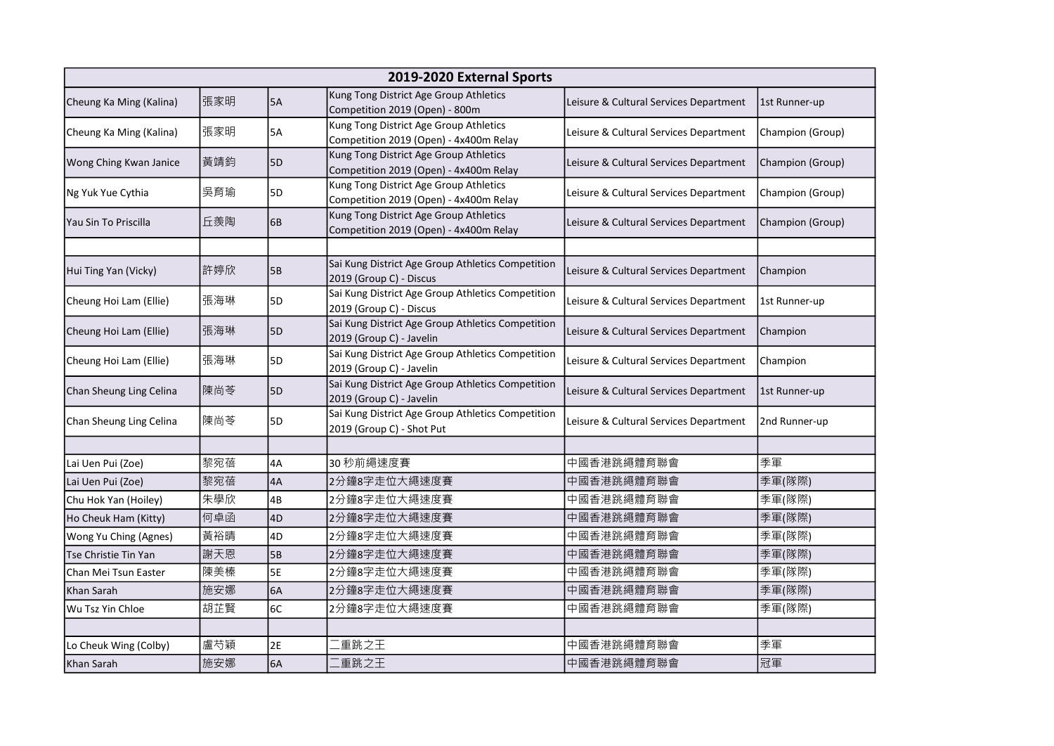| 2019-2020 External Sports | | | | | |
|---|---|---|---|---|---|
| Cheung Ka Ming (Kalina) | 張家明 | 5A | Kung Tong District Age Group Athletics Competition 2019 (Open) - 800m | Leisure & Cultural Services Department | 1st Runner-up |
| Cheung Ka Ming (Kalina) | 張家明 | 5A | Kung Tong District Age Group Athletics Competition 2019 (Open) - 4x400m Relay | Leisure & Cultural Services Department | Champion (Group) |
| Wong Ching Kwan Janice | 黃靖鈞 | 5D | Kung Tong District Age Group Athletics Competition 2019 (Open) - 4x400m Relay | Leisure & Cultural Services Department | Champion (Group) |
| Ng Yuk Yue Cythia | 吳育瑜 | 5D | Kung Tong District Age Group Athletics Competition 2019 (Open) - 4x400m Relay | Leisure & Cultural Services Department | Champion (Group) |
| Yau Sin To Priscilla | 丘羨陶 | 6B | Kung Tong District Age Group Athletics Competition 2019 (Open) - 4x400m Relay | Leisure & Cultural Services Department | Champion (Group) |
| | | | | | |
| Hui Ting Yan (Vicky) | 許婷欣 | 5B | Sai Kung District Age Group Athletics Competition 2019 (Group C) - Discus | Leisure & Cultural Services Department | Champion |
| Cheung Hoi Lam (Ellie) | 張海琳 | 5D | Sai Kung District Age Group Athletics Competition 2019 (Group C) - Discus | Leisure & Cultural Services Department | 1st Runner-up |
| Cheung Hoi Lam (Ellie) | 張海琳 | 5D | Sai Kung District Age Group Athletics Competition 2019 (Group C) - Javelin | Leisure & Cultural Services Department | Champion |
| Cheung Hoi Lam (Ellie) | 張海琳 | 5D | Sai Kung District Age Group Athletics Competition 2019 (Group C) - Javelin | Leisure & Cultural Services Department | Champion |
| Chan Sheung Ling Celina | 陳尚苓 | 5D | Sai Kung District Age Group Athletics Competition 2019 (Group C) - Javelin | Leisure & Cultural Services Department | 1st Runner-up |
| Chan Sheung Ling Celina | 陳尚苓 | 5D | Sai Kung District Age Group Athletics Competition 2019 (Group C) - Shot Put | Leisure & Cultural Services Department | 2nd Runner-up |
| | | | | | |
| Lai Uen Pui (Zoe) | 黎宛蓓 | 4A | 30 秒前繩速度賽 | 中國香港跳繩體育聯會 | 季軍 |
| Lai Uen Pui (Zoe) | 黎宛蓓 | 4A | 2分鐘8字走位大繩速度賽 | 中國香港跳繩體育聯會 | 季軍(隊際) |
| Chu Hok Yan (Hoiley) | 朱學欣 | 4B | 2分鐘8字走位大繩速度賽 | 中國香港跳繩體育聯會 | 季軍(隊際) |
| Ho Cheuk Ham (Kitty) | 何卓函 | 4D | 2分鐘8字走位大繩速度賽 | 中國香港跳繩體育聯會 | 季軍(隊際) |
| Wong Yu Ching (Agnes) | 黃裕晴 | 4D | 2分鐘8字走位大繩速度賽 | 中國香港跳繩體育聯會 | 季軍(隊際) |
| Tse Christie Tin Yan | 謝天恩 | 5B | 2分鐘8字走位大繩速度賽 | 中國香港跳繩體育聯會 | 季軍(隊際) |
| Chan Mei Tsun Easter | 陳美榛 | 5E | 2分鐘8字走位大繩速度賽 | 中國香港跳繩體育聯會 | 季軍(隊際) |
| Khan Sarah | 施安娜 | 6A | 2分鐘8字走位大繩速度賽 | 中國香港跳繩體育聯會 | 季軍(隊際) |
| Wu Tsz Yin Chloe | 胡芷賢 | 6C | 2分鐘8字走位大繩速度賽 | 中國香港跳繩體育聯會 | 季軍(隊際) |
| | | | | | |
| Lo Cheuk Wing (Colby) | 盧芍穎 | 2E | 二重跳之王 | 中國香港跳繩體育聯會 | 季軍 |
| Khan Sarah | 施安娜 | 6A | 二重跳之王 | 中國香港跳繩體育聯會 | 冠軍 |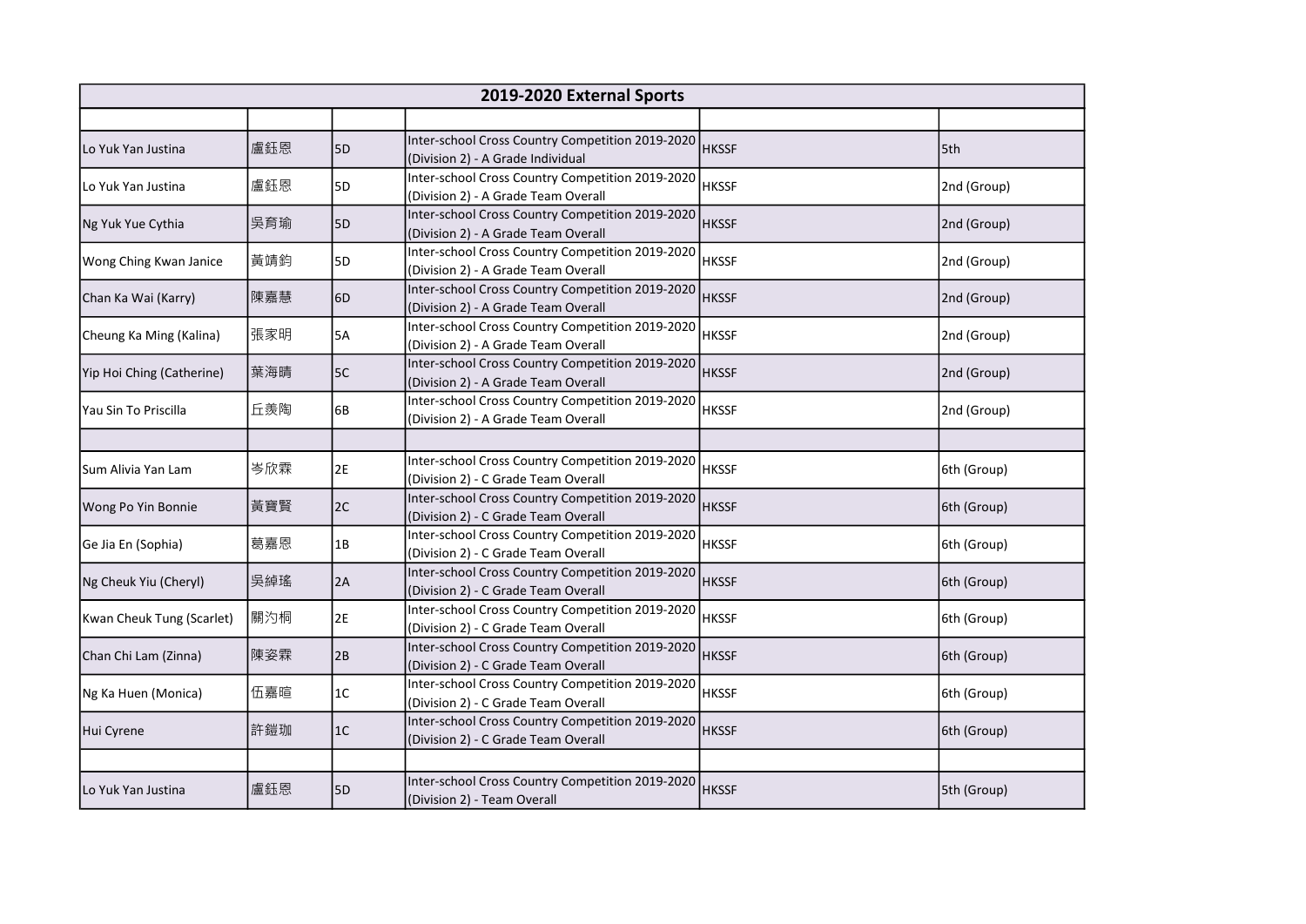| 2019-2020 External Sports | | | | | |
|---|---|---|---|---|---|
| | | | | | |
| Lo Yuk Yan Justina | 盧鈺恩 | 5D | Inter-school Cross Country Competition 2019-2020 (Division 2) - A Grade Individual | HKSSF | 5th |
| Lo Yuk Yan Justina | 盧鈺恩 | 5D | Inter-school Cross Country Competition 2019-2020 (Division 2) - A Grade Team Overall | HKSSF | 2nd (Group) |
| Ng Yuk Yue Cythia | 吳育瑜 | 5D | Inter-school Cross Country Competition 2019-2020 (Division 2) - A Grade Team Overall | HKSSF | 2nd (Group) |
| Wong Ching Kwan Janice | 黃靖鈞 | 5D | Inter-school Cross Country Competition 2019-2020 (Division 2) - A Grade Team Overall | HKSSF | 2nd (Group) |
| Chan Ka Wai (Karry) | 陳嘉慧 | 6D | Inter-school Cross Country Competition 2019-2020 (Division 2) - A Grade Team Overall | HKSSF | 2nd (Group) |
| Cheung Ka Ming (Kalina) | 張家明 | 5A | Inter-school Cross Country Competition 2019-2020 (Division 2) - A Grade Team Overall | HKSSF | 2nd (Group) |
| Yip Hoi Ching (Catherine) | 葉海晴 | 5C | Inter-school Cross Country Competition 2019-2020 (Division 2) - A Grade Team Overall | HKSSF | 2nd (Group) |
| Yau Sin To Priscilla | 丘羨陶 | 6B | Inter-school Cross Country Competition 2019-2020 (Division 2) - A Grade Team Overall | HKSSF | 2nd (Group) |
| | | | | | |
| Sum Alivia Yan Lam | 岑欣霖 | 2E | Inter-school Cross Country Competition 2019-2020 (Division 2) - C Grade Team Overall | HKSSF | 6th (Group) |
| Wong Po Yin Bonnie | 黃寶賢 | 2C | Inter-school Cross Country Competition 2019-2020 (Division 2) - C Grade Team Overall | HKSSF | 6th (Group) |
| Ge Jia En (Sophia) | 葛嘉恩 | 1B | Inter-school Cross Country Competition 2019-2020 (Division 2) - C Grade Team Overall | HKSSF | 6th (Group) |
| Ng Cheuk Yiu (Cheryl) | 吳綽瑤 | 2A | Inter-school Cross Country Competition 2019-2020 (Division 2) - C Grade Team Overall | HKSSF | 6th (Group) |
| Kwan Cheuk Tung (Scarlet) | 關汋桐 | 2E | Inter-school Cross Country Competition 2019-2020 (Division 2) - C Grade Team Overall | HKSSF | 6th (Group) |
| Chan Chi Lam (Zinna) | 陳姿霖 | 2B | Inter-school Cross Country Competition 2019-2020 (Division 2) - C Grade Team Overall | HKSSF | 6th (Group) |
| Ng Ka Huen (Monica) | 伍嘉暄 | 1C | Inter-school Cross Country Competition 2019-2020 (Division 2) - C Grade Team Overall | HKSSF | 6th (Group) |
| Hui Cyrene | 許鎧珈 | 1C | Inter-school Cross Country Competition 2019-2020 (Division 2) - C Grade Team Overall | HKSSF | 6th (Group) |
| | | | | | |
| Lo Yuk Yan Justina | 盧鈺恩 | 5D | Inter-school Cross Country Competition 2019-2020 (Division 2) - Team Overall | HKSSF | 5th (Group) |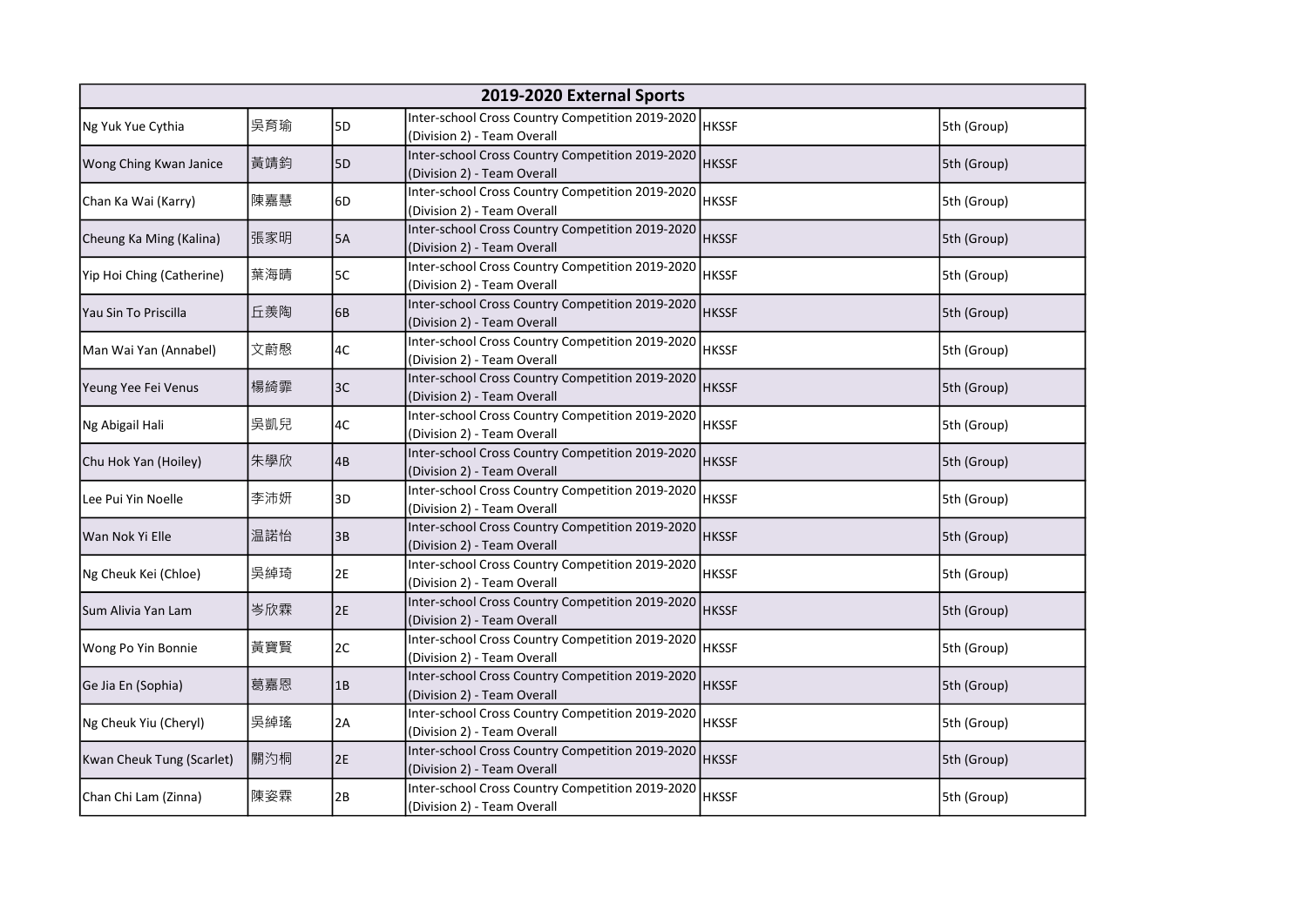| 2019-2020 External Sports | | | | | |
|---|---|---|---|---|---|
| Ng Yuk Yue Cythia | 吳育瑜 | 5D | Inter-school Cross Country Competition 2019-2020 (Division 2) - Team Overall | HKSSF | 5th (Group) |
| Wong Ching Kwan Janice | 黃靖鈞 | 5D | Inter-school Cross Country Competition 2019-2020 (Division 2) - Team Overall | HKSSF | 5th (Group) |
| Chan Ka Wai (Karry) | 陳嘉慧 | 6D | Inter-school Cross Country Competition 2019-2020 (Division 2) - Team Overall | HKSSF | 5th (Group) |
| Cheung Ka Ming (Kalina) | 張家明 | 5A | Inter-school Cross Country Competition 2019-2020 (Division 2) - Team Overall | HKSSF | 5th (Group) |
| Yip Hoi Ching (Catherine) | 葉海晴 | 5C | Inter-school Cross Country Competition 2019-2020 (Division 2) - Team Overall | HKSSF | 5th (Group) |
| Yau Sin To Priscilla | 丘羨陶 | 6B | Inter-school Cross Country Competition 2019-2020 (Division 2) - Team Overall | HKSSF | 5th (Group) |
| Man Wai Yan (Annabel) | 文蔚慇 | 4C | Inter-school Cross Country Competition 2019-2020 (Division 2) - Team Overall | HKSSF | 5th (Group) |
| Yeung Yee Fei Venus | 楊綺霏 | 3C | Inter-school Cross Country Competition 2019-2020 (Division 2) - Team Overall | HKSSF | 5th (Group) |
| Ng Abigail Hali | 吳凱兒 | 4C | Inter-school Cross Country Competition 2019-2020 (Division 2) - Team Overall | HKSSF | 5th (Group) |
| Chu Hok Yan (Hoiley) | 朱學欣 | 4B | Inter-school Cross Country Competition 2019-2020 (Division 2) - Team Overall | HKSSF | 5th (Group) |
| Lee Pui Yin Noelle | 李沛妍 | 3D | Inter-school Cross Country Competition 2019-2020 (Division 2) - Team Overall | HKSSF | 5th (Group) |
| Wan Nok Yi Elle | 温諾怡 | 3B | Inter-school Cross Country Competition 2019-2020 (Division 2) - Team Overall | HKSSF | 5th (Group) |
| Ng Cheuk Kei (Chloe) | 吳綽琦 | 2E | Inter-school Cross Country Competition 2019-2020 (Division 2) - Team Overall | HKSSF | 5th (Group) |
| Sum Alivia Yan Lam | 岑欣霖 | 2E | Inter-school Cross Country Competition 2019-2020 (Division 2) - Team Overall | HKSSF | 5th (Group) |
| Wong Po Yin Bonnie | 黃寶賢 | 2C | Inter-school Cross Country Competition 2019-2020 (Division 2) - Team Overall | HKSSF | 5th (Group) |
| Ge Jia En (Sophia) | 葛嘉恩 | 1B | Inter-school Cross Country Competition 2019-2020 (Division 2) - Team Overall | HKSSF | 5th (Group) |
| Ng Cheuk Yiu (Cheryl) | 吳綽瑤 | 2A | Inter-school Cross Country Competition 2019-2020 (Division 2) - Team Overall | HKSSF | 5th (Group) |
| Kwan Cheuk Tung (Scarlet) | 關汋桐 | 2E | Inter-school Cross Country Competition 2019-2020 (Division 2) - Team Overall | HKSSF | 5th (Group) |
| Chan Chi Lam (Zinna) | 陳姿霖 | 2B | Inter-school Cross Country Competition 2019-2020 (Division 2) - Team Overall | HKSSF | 5th (Group) |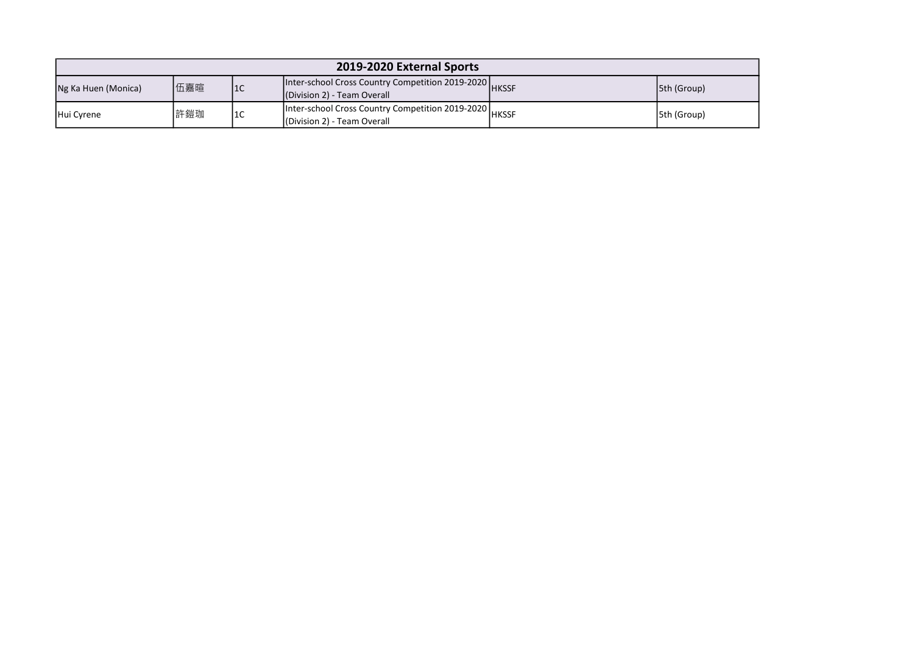| 2019-2020 External Sports | | | | | |
|---|---|---|---|---|---|
| Ng Ka Huen (Monica) | 伍嘉暄 | 1C | Inter-school Cross Country Competition 2019-2020 (Division 2) - Team Overall | HKSSF | 5th (Group) |
| Hui Cyrene | 許鎧珈 | 1C | Inter-school Cross Country Competition 2019-2020 (Division 2) - Team Overall | HKSSF | 5th (Group) |